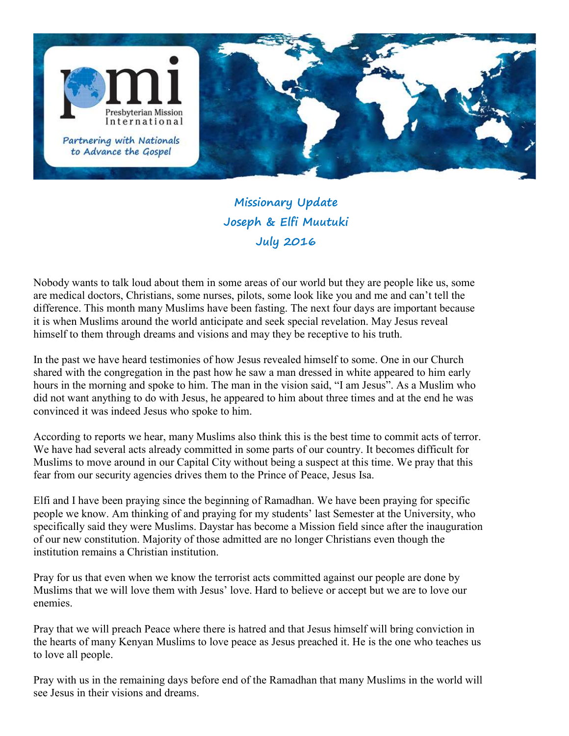pmi

Presbyterian Mission International

*Partnering with Nationals to Advance the Gospel*

# Missionary Update
## Joseph & Elfi Muutuki
## July 2016

Nobody wants to talk loud about them in some areas of our world but they are people like us, some are medical doctors, Christians, some nurses, pilots, some look like you and me and can't tell the difference. This month many Muslims have been fasting. The next four days are important because it is when Muslims around the world anticipate and seek special revelation. May Jesus reveal himself to them through dreams and visions and may they be receptive to his truth.

In the past we have heard testimonies of how Jesus revealed himself to some. One in our Church shared with the congregation in the past how he saw a man dressed in white appeared to him early hours in the morning and spoke to him. The man in the vision said, "I am Jesus". As a Muslim who did not want anything to do with Jesus, he appeared to him about three times and at the end he was convinced it was indeed Jesus who spoke to him.

According to reports we hear, many Muslims also think this is the best time to commit acts of terror. We have had several acts already committed in some parts of our country. It becomes difficult for Muslims to move around in our Capital City without being a suspect at this time. We pray that this fear from our security agencies drives them to the Prince of Peace, Jesus Isa.

Elfi and I have been praying since the beginning of Ramadhan. We have been praying for specific people we know. Am thinking of and praying for my students' last Semester at the University, who specifically said they were Muslims. Daystar has become a Mission field since after the inauguration of our new constitution. Majority of those admitted are no longer Christians even though the institution remains a Christian institution.

Pray for us that even when we know the terrorist acts committed against our people are done by Muslims that we will love them with Jesus' love. Hard to believe or accept but we are to love our enemies.

Pray that we will preach Peace where there is hatred and that Jesus himself will bring conviction in the hearts of many Kenyan Muslims to love peace as Jesus preached it. He is the one who teaches us to love all people.

Pray with us in the remaining days before end of the Ramadhan that many Muslims in the world will see Jesus in their visions and dreams.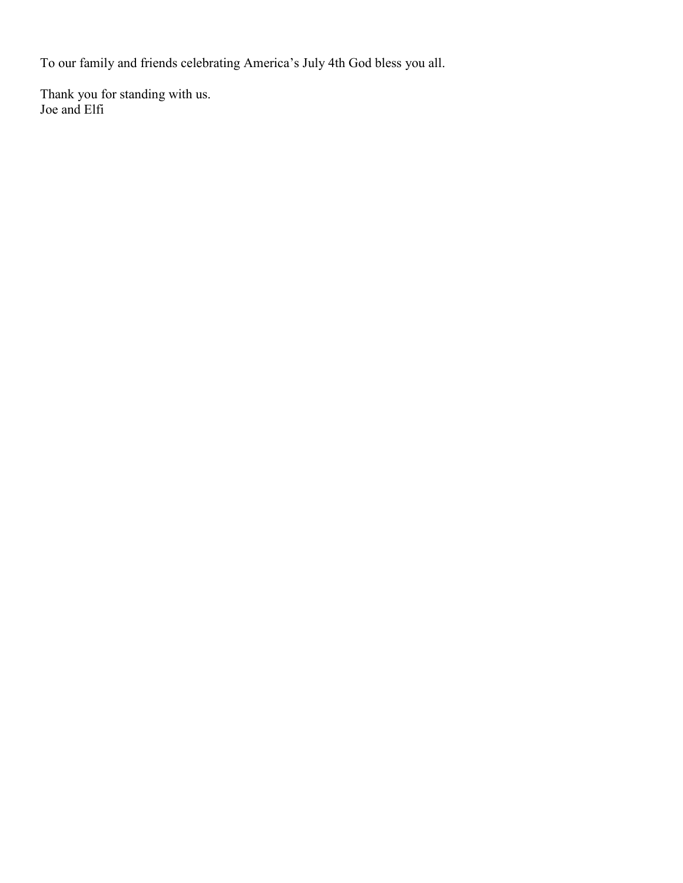To our family and friends celebrating America's July 4th God bless you all.

Thank you for standing with us.  
Joe and Elfi